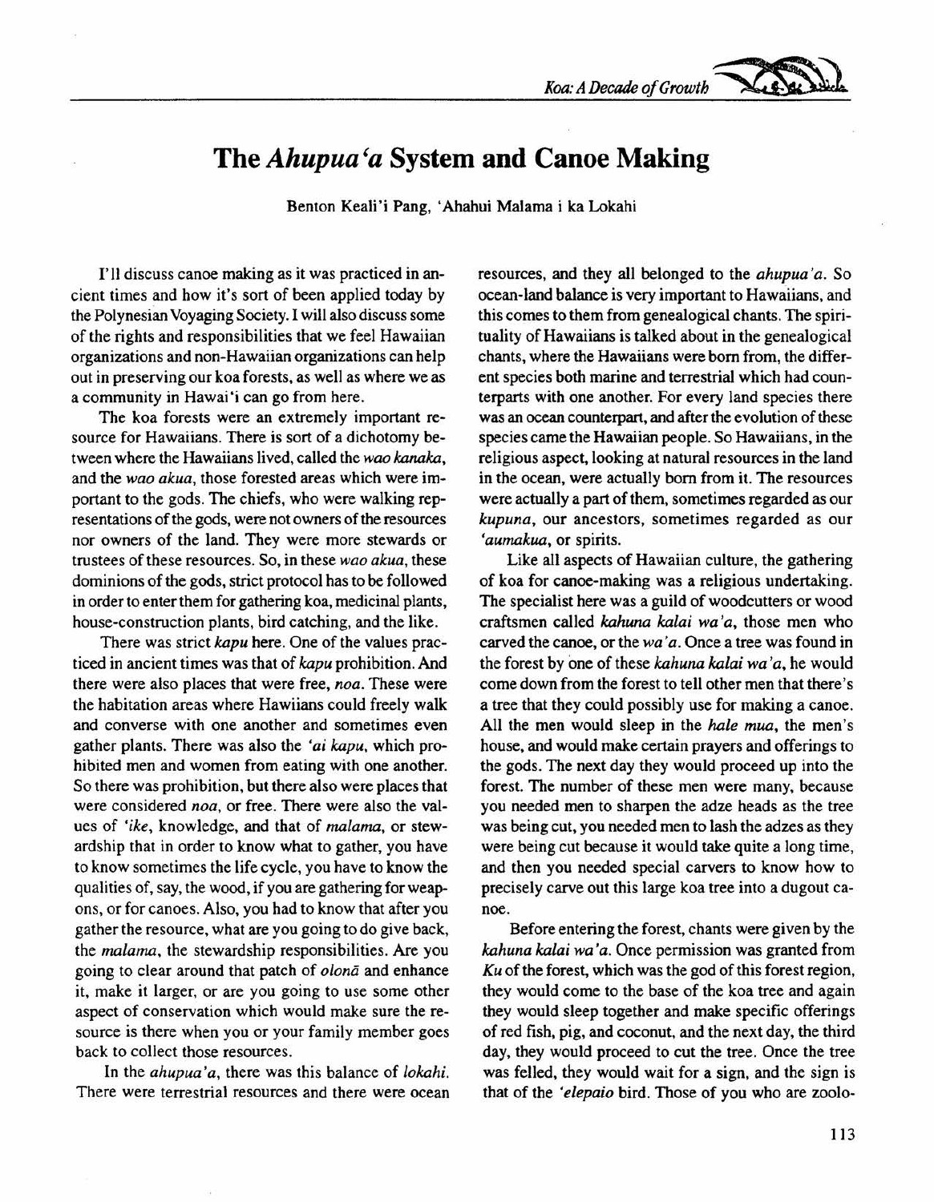# The *Ahupua'a* System and Canoe Making

Benton Keali'i Pang, 'Ahahui Malama i ka Lokahi

I'll discuss canoe making as it was practiced in ancient times and how it's sort of been applied today by the Polynesian Voyaging Society. I will also discuss some of the rights and responsibilities that we feel Hawaiian organizations and non-Hawaiian organizations can help out in preserving our koa forests, as well as where we as a community in Hawai'i can go from here.

The koa forests were an extremely important resource for Hawaiians. There is sort of a dichotomy between where the Hawaiians lived, called the *wao kanaka*, and the *wao akua*, those forested areas which were important to the gods. The chiefs, who were walking representations of the gods, were not owners of the resources nor owners of the land. They were more stewards or trustees of these resources. So, in these *wao akua*, these dominions of the gods, strict protocol has to be followed in order to enter them for gathering koa, medicinal plants, house-construction plants, bird catching, and the like.

There was strict *kapu* here. One of the values practiced in ancient times was that of *kapu* prohibition. And there were also places that were free, *noa*. These were the habitation areas where Hawiians could freely walk and converse with one another and sometimes even gather plants. There was also the *'ai kapu*, which prohibited men and women from eating with one another. So there was prohibition, but there also were places that were considered *noa*, or free. There were also the values of *'ike*, knowledge, and that of *malama*, or stewardship that in order to know what to gather, you have to know sometimes the life cycle, you have to know the qualities of, say, the wood, if you are gathering for weapons, or for canoes. Also, you had to know that after you gather the resource, what are you going to do give back, the *malama*, the stewardship responsibilities. Are you going to clear around that patch of *olonā* and enhance it, make it larger, or are you going to use some other aspect of conservation which would make sure the resource is there when you or your family member goes back to collect those resources.

In the *ahupua'a*, there was this balance of *lokahi*. There were terrestrial resources and there were ocean resources, and they all belonged to the *ahupua'a*. So ocean-land balance is very important to Hawaiians, and this comes to them from genealogical chants. The spirituality of Hawaiians is talked about in the genealogical chants, where the Hawaiians were born from, the different species both marine and terrestrial which had counterparts with one another. For every land species there was an ocean counterpart, and after the evolution of these species came the Hawaiian people. So Hawaiians, in the religious aspect, looking at natural resources in the land in the ocean, were actually born from it. The resources were actually a part of them, sometimes regarded as our *kupuna*, our ancestors, sometimes regarded as our *'aumakua*, or spirits.

Like all aspects of Hawaiian culture, the gathering of koa for canoe-making was a religious undertaking. The specialist here was a guild of woodcutters or wood craftsmen called *kahuna kalai wa'a*, those men who carved the canoe, or the *wa'a*. Once a tree was found in the forest by one of these *kahuna kalai wa'a*, he would come down from the forest to tell other men that there's a tree that they could possibly use for making a canoe. All the men would sleep in the *hale mua*, the men's house, and would make certain prayers and offerings to the gods. The next day they would proceed up into the forest. The number of these men were many, because you needed men to sharpen the adze heads as the tree was being cut, you needed men to lash the adzes as they were being cut because it would take quite a long time, and then you needed special carvers to know how to precisely carve out this large koa tree into a dugout canoe.

Before entering the forest, chants were given by the *kahuna kalai wa'a*. Once permission was granted from *Ku* of the forest, which was the god of this forest region, they would come to the base of the koa tree and again they would sleep together and make specific offerings of red fish, pig, and coconut, and the next day, the third day, they would proceed to cut the tree. Once the tree was felled, they would wait for a sign, and the sign is that of the *'elepaio* bird. Those of you who are zoolo-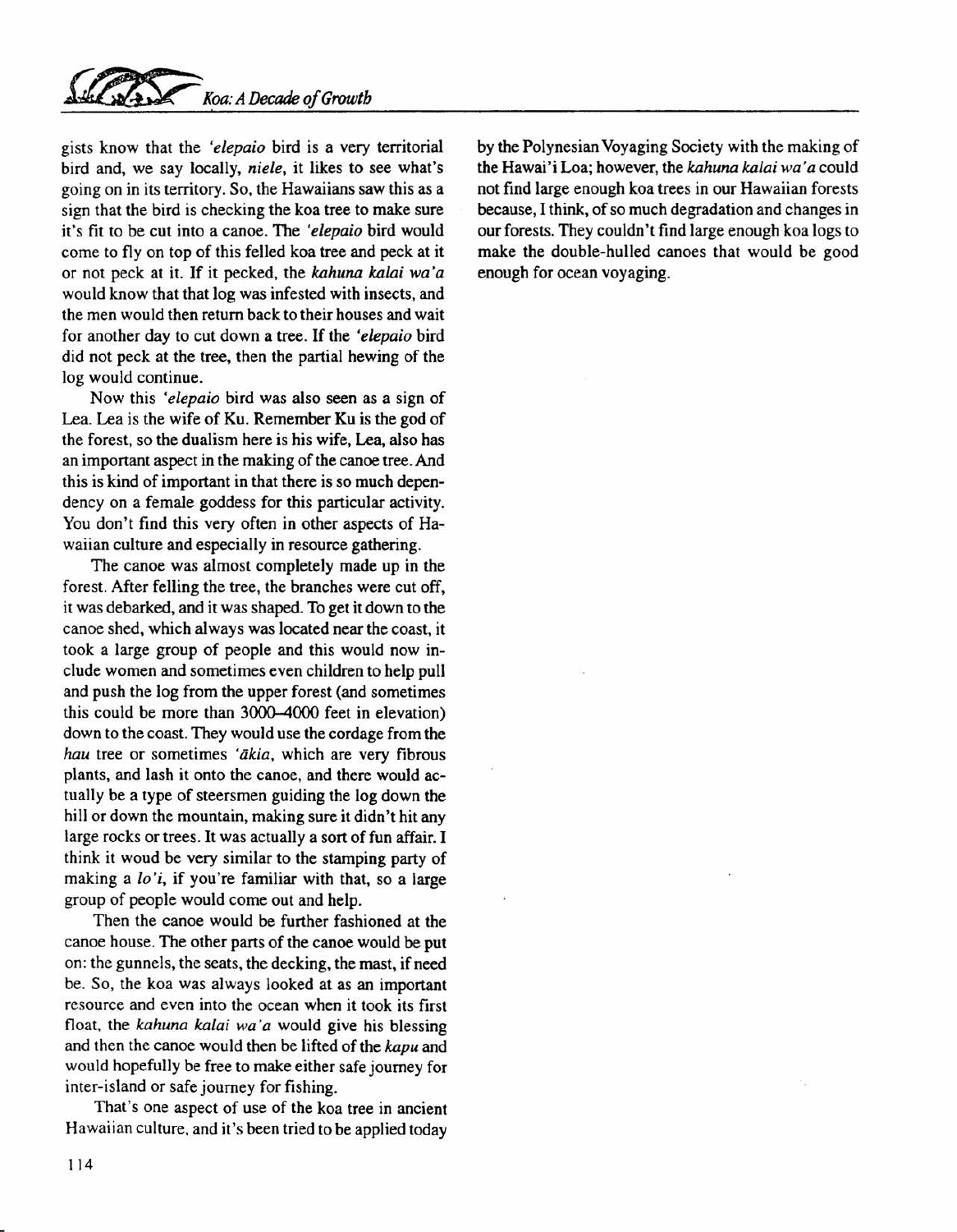gists know that the *'elepaio* bird is a very territorial bird and, we say locally, *niele*, it likes to see what's going on in its territory. So, the Hawaiians saw this as a sign that the bird is checking the koa tree to make sure it's fit to be cut into a canoe. The *'elepaio* bird would come to fly on top of this felled koa tree and peck at it or not peck at it. If it pecked, the *kahuna kalai wa'a* would know that that log was infested with insects, and the men would then return back to their houses and wait for another day to cut down a tree. If the *'elepaio* bird did not peck at the tree, then the partial hewing of the log would continue.

Now this *'elepaio* bird was also seen as a sign of Lea. Lea is the wife of Ku. Remember Ku is the god of the forest, so the dualism here is his wife, Lea, also has an important aspect in the making of the canoe tree. And this is kind of important in that there is so much dependency on a female goddess for this particular activity. You don't find this very often in other aspects of Hawaiian culture and especially in resource gathering.

The canoe was almost completely made up in the forest. After felling the tree, the branches were cut off, it was debarked, and it was shaped. To get it down to the canoe shed, which always was located near the coast, it took a large group of people and this would now include women and sometimes even children to help pull and push the log from the upper forest (and sometimes this could be more than 3000–4000 feet in elevation) down to the coast. They would use the cordage from the *hau* tree or sometimes *'ākia*, which are very fibrous plants, and lash it onto the canoe, and there would actually be a type of steersmen guiding the log down the hill or down the mountain, making sure it didn't hit any large rocks or trees. It was actually a sort of fun affair. I think it woud be very similar to the stamping party of making a *lo'i*, if you're familiar with that, so a large group of people would come out and help.

Then the canoe would be further fashioned at the canoe house. The other parts of the canoe would be put on: the gunnels, the seats, the decking, the mast, if need be. So, the koa was always looked at as an important resource and even into the ocean when it took its first float, the *kahuna kalai wa'a* would give his blessing and then the canoe would then be lifted of the *kapu* and would hopefully be free to make either safe journey for inter-island or safe journey for fishing.

That's one aspect of use of the koa tree in ancient Hawaiian culture, and it's been tried to be applied today by the Polynesian Voyaging Society with the making of the Hawai'i Loa; however, the *kahuna kalai wa'a* could not find large enough koa trees in our Hawaiian forests because, I think, of so much degradation and changes in our forests. They couldn't find large enough koa logs to make the double-hulled canoes that would be good enough for ocean voyaging.